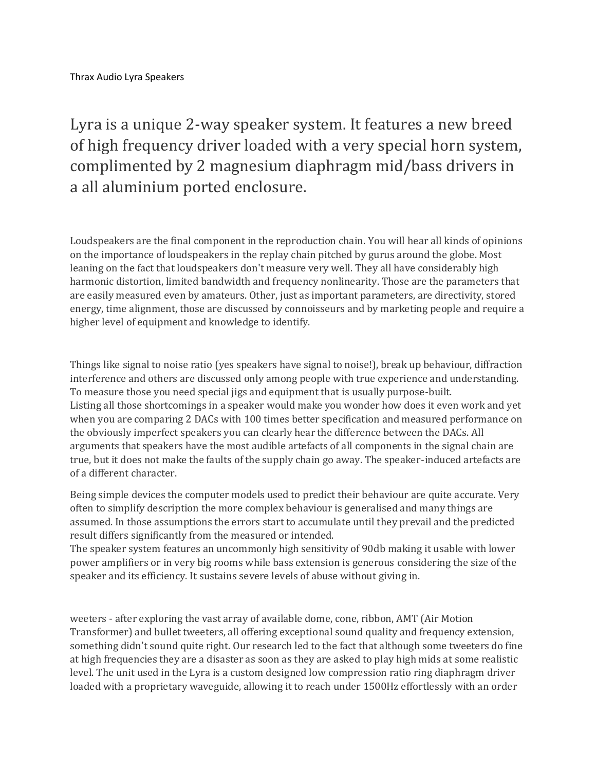Thrax Audio Lyra Speakers

# Lyra is a unique 2-way speaker system. It features a new breed of high frequency driver loaded with a very special horn system, complimented by 2 magnesium diaphragm mid/bass drivers in a all aluminium ported enclosure.

Loudspeakers are the final component in the reproduction chain. You will hear all kinds of opinions on the importance of loudspeakers in the replay chain pitched by gurus around the globe. Most leaning on the fact that loudspeakers don't measure very well. They all have considerably high harmonic distortion, limited bandwidth and frequency nonlinearity. Those are the parameters that are easily measured even by amateurs. Other, just as important parameters, are directivity, stored energy, time alignment, those are discussed by connoisseurs and by marketing people and require a higher level of equipment and knowledge to identify.

Things like signal to noise ratio (yes speakers have signal to noise!), break up behaviour, diffraction interference and others are discussed only among people with true experience and understanding. To measure those you need special jigs and equipment that is usually purpose-built.
Listing all those shortcomings in a speaker would make you wonder how does it even work and yet when you are comparing 2 DACs with 100 times better specification and measured performance on the obviously imperfect speakers you can clearly hear the difference between the DACs. All arguments that speakers have the most audible artefacts of all components in the signal chain are true, but it does not make the faults of the supply chain go away. The speaker-induced artefacts are of a different character.

Being simple devices the computer models used to predict their behaviour are quite accurate. Very often to simplify description the more complex behaviour is generalised and many things are assumed. In those assumptions the errors start to accumulate until they prevail and the predicted result differs significantly from the measured or intended.
The speaker system features an uncommonly high sensitivity of 90db making it usable with lower power amplifiers or in very big rooms while bass extension is generous considering the size of the speaker and its efficiency. It sustains severe levels of abuse without giving in.

weeters - after exploring the vast array of available dome, cone, ribbon, AMT (Air Motion Transformer) and bullet tweeters, all offering exceptional sound quality and frequency extension, something didn't sound quite right. Our research led to the fact that although some tweeters do fine at high frequencies they are a disaster as soon as they are asked to play high mids at some realistic level. The unit used in the Lyra is a custom designed low compression ratio ring diaphragm driver loaded with a proprietary waveguide, allowing it to reach under 1500Hz effortlessly with an order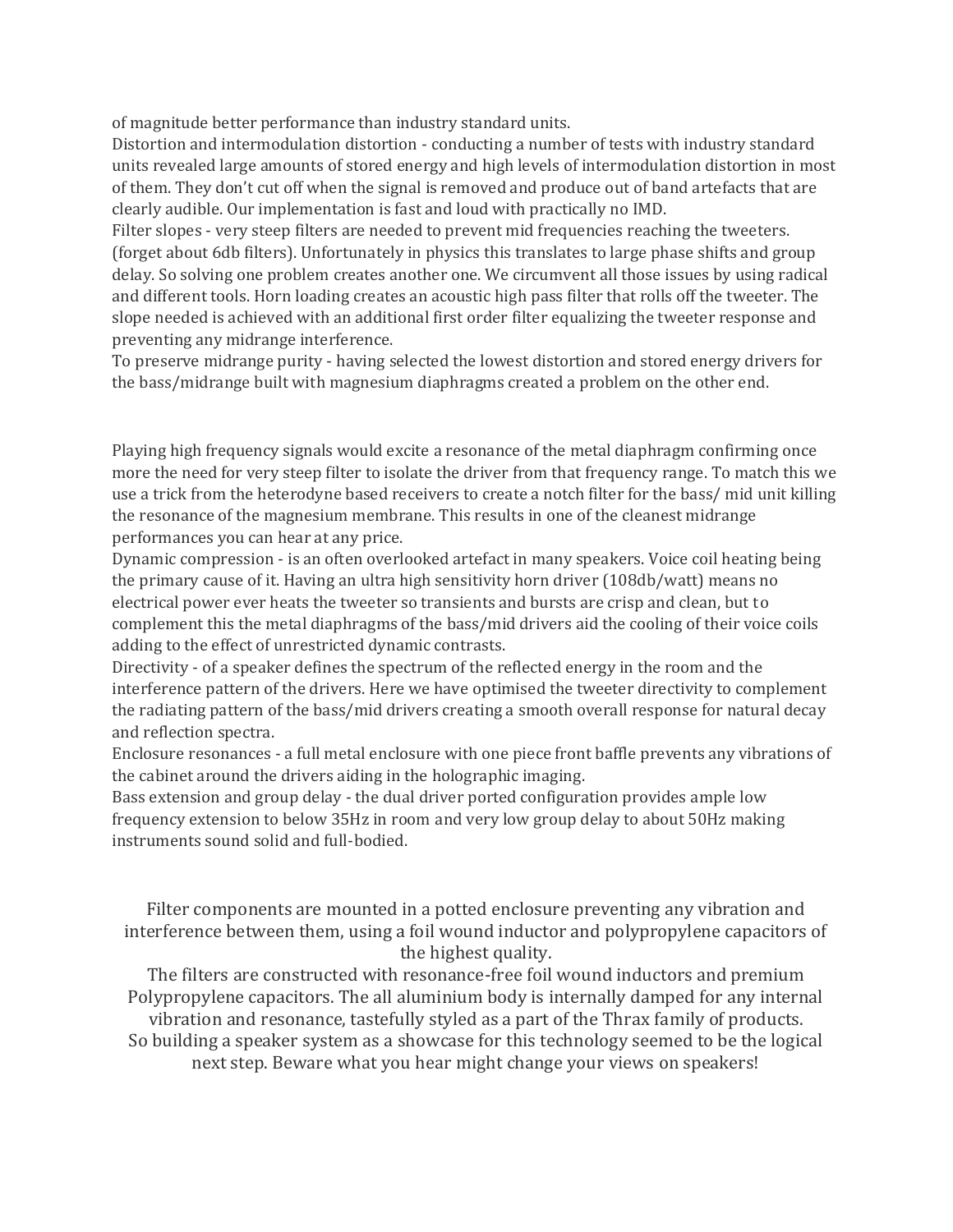of magnitude better performance than industry standard units.

Distortion and intermodulation distortion - conducting a number of tests with industry standard units revealed large amounts of stored energy and high levels of intermodulation distortion in most of them. They don't cut off when the signal is removed and produce out of band artefacts that are clearly audible. Our implementation is fast and loud with practically no IMD.

Filter slopes - very steep filters are needed to prevent mid frequencies reaching the tweeters. (forget about 6db filters). Unfortunately in physics this translates to large phase shifts and group delay. So solving one problem creates another one. We circumvent all those issues by using radical and different tools. Horn loading creates an acoustic high pass filter that rolls off the tweeter. The slope needed is achieved with an additional first order filter equalizing the tweeter response and preventing any midrange interference.

To preserve midrange purity - having selected the lowest distortion and stored energy drivers for the bass/midrange built with magnesium diaphragms created a problem on the other end.

Playing high frequency signals would excite a resonance of the metal diaphragm confirming once more the need for very steep filter to isolate the driver from that frequency range. To match this we use a trick from the heterodyne based receivers to create a notch filter for the bass/ mid unit killing the resonance of the magnesium membrane. This results in one of the cleanest midrange performances you can hear at any price.

Dynamic compression - is an often overlooked artefact in many speakers. Voice coil heating being the primary cause of it. Having an ultra high sensitivity horn driver (108db/watt) means no electrical power ever heats the tweeter so transients and bursts are crisp and clean, but to complement this the metal diaphragms of the bass/mid drivers aid the cooling of their voice coils adding to the effect of unrestricted dynamic contrasts.

Directivity - of a speaker defines the spectrum of the reflected energy in the room and the interference pattern of the drivers. Here we have optimised the tweeter directivity to complement the radiating pattern of the bass/mid drivers creating a smooth overall response for natural decay and reflection spectra.

Enclosure resonances - a full metal enclosure with one piece front baffle prevents any vibrations of the cabinet around the drivers aiding in the holographic imaging.

Bass extension and group delay - the dual driver ported configuration provides ample low frequency extension to below 35Hz in room and very low group delay to about 50Hz making instruments sound solid and full-bodied.

Filter components are mounted in a potted enclosure preventing any vibration and interference between them, using a foil wound inductor and polypropylene capacitors of the highest quality.

The filters are constructed with resonance-free foil wound inductors and premium Polypropylene capacitors. The all aluminium body is internally damped for any internal vibration and resonance, tastefully styled as a part of the Thrax family of products.

So building a speaker system as a showcase for this technology seemed to be the logical next step. Beware what you hear might change your views on speakers!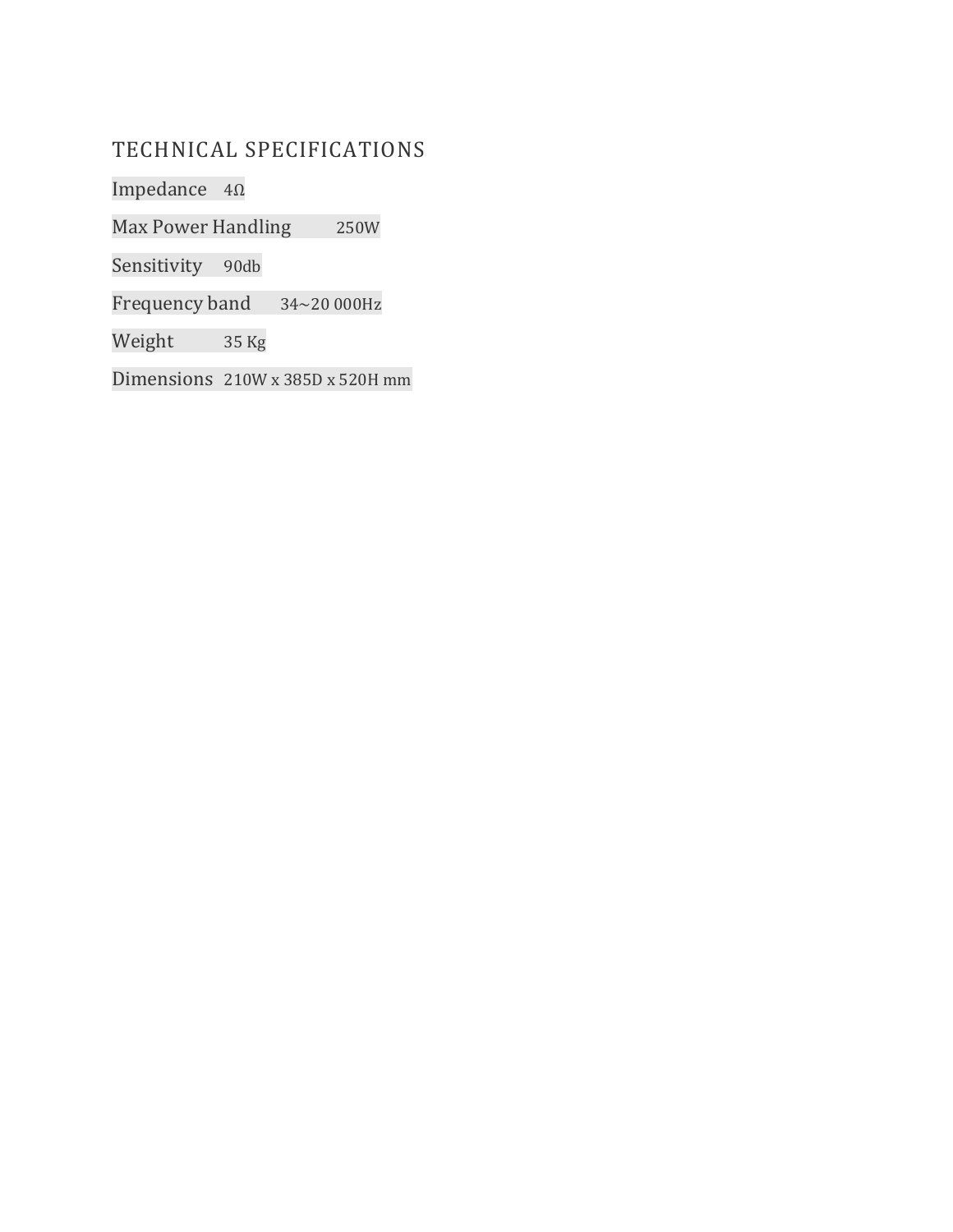## TECHNICAL SPECIFICATIONS

| | |
|---|---|
| Impedance | 4Ω |
| Max Power Handling | 250W |
| Sensitivity | 90db |
| Frequency band | 34~20 000Hz |
| Weight | 35 Kg |
| Dimensions | 210W x 385D x 520H mm |